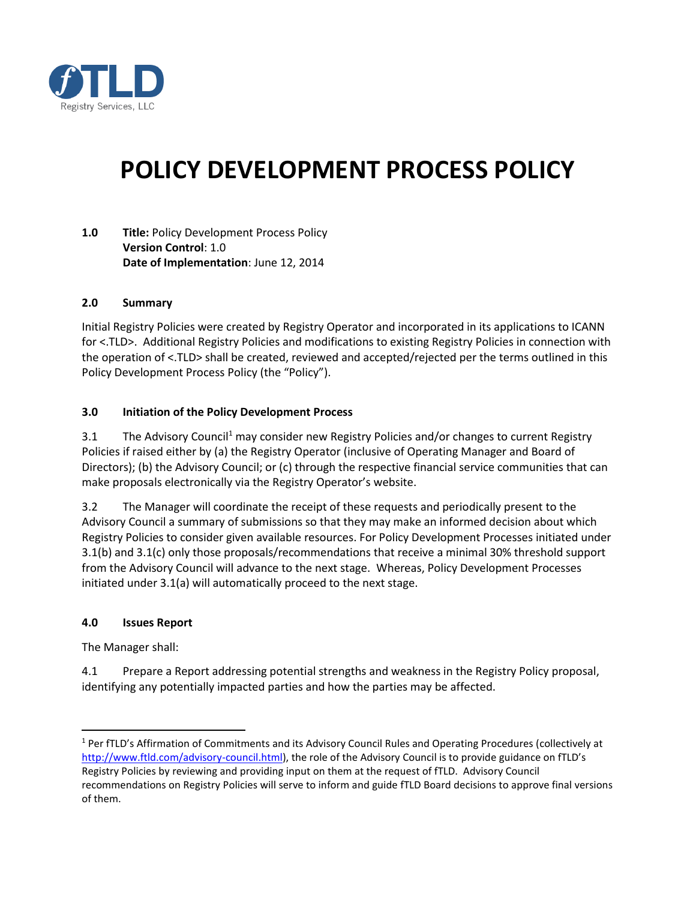fTLD Registry Services, LLC

# POLICY DEVELOPMENT PROCESS POLICY

**1.0** **Title:** Policy Development Process Policy
**Version Control**: 1.0
**Date of Implementation**: June 12, 2014

## 2.0 Summary

Initial Registry Policies were created by Registry Operator and incorporated in its applications to ICANN for <.TLD>. Additional Registry Policies and modifications to existing Registry Policies in connection with the operation of <.TLD> shall be created, reviewed and accepted/rejected per the terms outlined in this Policy Development Process Policy (the "Policy").

## 3.0 Initiation of the Policy Development Process

3.1 The Advisory Council[1] may consider new Registry Policies and/or changes to current Registry Policies if raised either by (a) the Registry Operator (inclusive of Operating Manager and Board of Directors); (b) the Advisory Council; or (c) through the respective financial service communities that can make proposals electronically via the Registry Operator's website.

3.2 The Manager will coordinate the receipt of these requests and periodically present to the Advisory Council a summary of submissions so that they may make an informed decision about which Registry Policies to consider given available resources. For Policy Development Processes initiated under 3.1(b) and 3.1(c) only those proposals/recommendations that receive a minimal 30% threshold support from the Advisory Council will advance to the next stage. Whereas, Policy Development Processes initiated under 3.1(a) will automatically proceed to the next stage.

## 4.0 Issues Report

The Manager shall:

4.1 Prepare a Report addressing potential strengths and weakness in the Registry Policy proposal, identifying any potentially impacted parties and how the parties may be affected.

---

[1] Per fTLD's Affirmation of Commitments and its Advisory Council Rules and Operating Procedures (collectively at http://www.ftld.com/advisory-council.html), the role of the Advisory Council is to provide guidance on fTLD's Registry Policies by reviewing and providing input on them at the request of fTLD. Advisory Council recommendations on Registry Policies will serve to inform and guide fTLD Board decisions to approve final versions of them.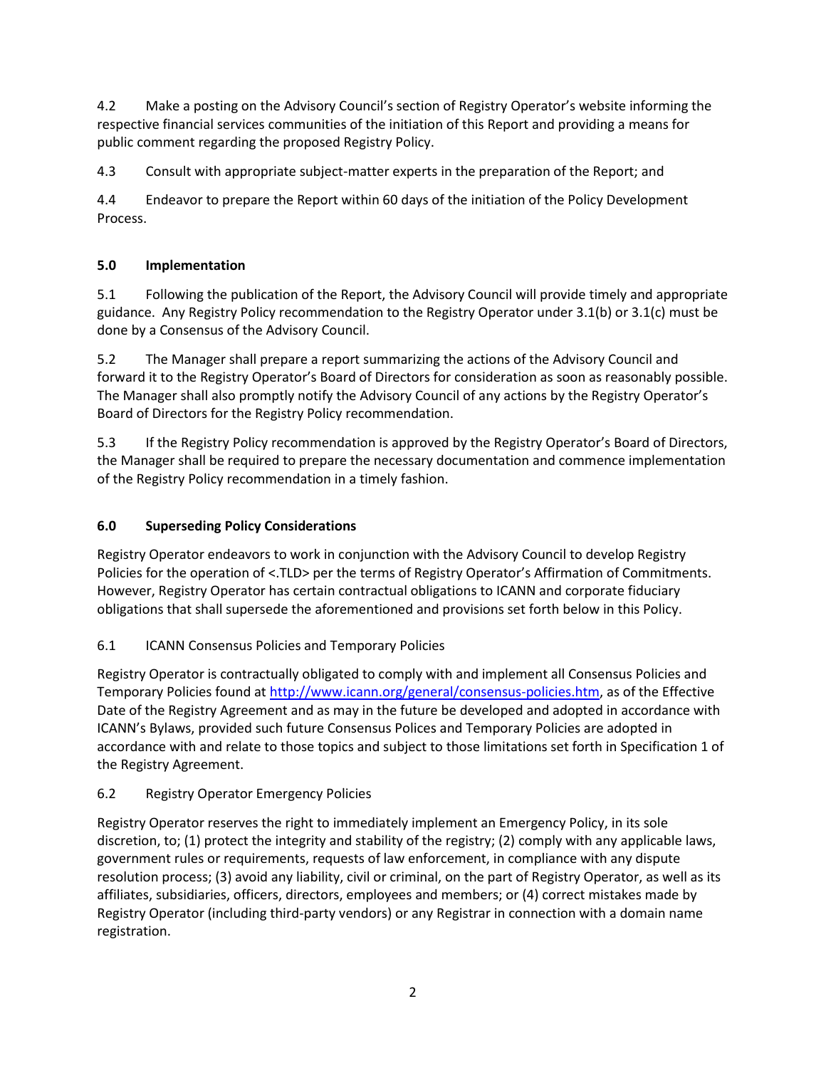4.2 Make a posting on the Advisory Council's section of Registry Operator's website informing the respective financial services communities of the initiation of this Report and providing a means for public comment regarding the proposed Registry Policy.

4.3 Consult with appropriate subject-matter experts in the preparation of the Report; and

4.4 Endeavor to prepare the Report within 60 days of the initiation of the Policy Development Process.

### 5.0 Implementation

5.1 Following the publication of the Report, the Advisory Council will provide timely and appropriate guidance. Any Registry Policy recommendation to the Registry Operator under 3.1(b) or 3.1(c) must be done by a Consensus of the Advisory Council.

5.2 The Manager shall prepare a report summarizing the actions of the Advisory Council and forward it to the Registry Operator's Board of Directors for consideration as soon as reasonably possible. The Manager shall also promptly notify the Advisory Council of any actions by the Registry Operator's Board of Directors for the Registry Policy recommendation.

5.3 If the Registry Policy recommendation is approved by the Registry Operator's Board of Directors, the Manager shall be required to prepare the necessary documentation and commence implementation of the Registry Policy recommendation in a timely fashion.

### 6.0 Superseding Policy Considerations

Registry Operator endeavors to work in conjunction with the Advisory Council to develop Registry Policies for the operation of <.TLD> per the terms of Registry Operator's Affirmation of Commitments. However, Registry Operator has certain contractual obligations to ICANN and corporate fiduciary obligations that shall supersede the aforementioned and provisions set forth below in this Policy.

6.1 ICANN Consensus Policies and Temporary Policies

Registry Operator is contractually obligated to comply with and implement all Consensus Policies and Temporary Policies found at http://www.icann.org/general/consensus-policies.htm, as of the Effective Date of the Registry Agreement and as may in the future be developed and adopted in accordance with ICANN's Bylaws, provided such future Consensus Polices and Temporary Policies are adopted in accordance with and relate to those topics and subject to those limitations set forth in Specification 1 of the Registry Agreement.

6.2 Registry Operator Emergency Policies

Registry Operator reserves the right to immediately implement an Emergency Policy, in its sole discretion, to; (1) protect the integrity and stability of the registry; (2) comply with any applicable laws, government rules or requirements, requests of law enforcement, in compliance with any dispute resolution process; (3) avoid any liability, civil or criminal, on the part of Registry Operator, as well as its affiliates, subsidiaries, officers, directors, employees and members; or (4) correct mistakes made by Registry Operator (including third-party vendors) or any Registrar in connection with a domain name registration.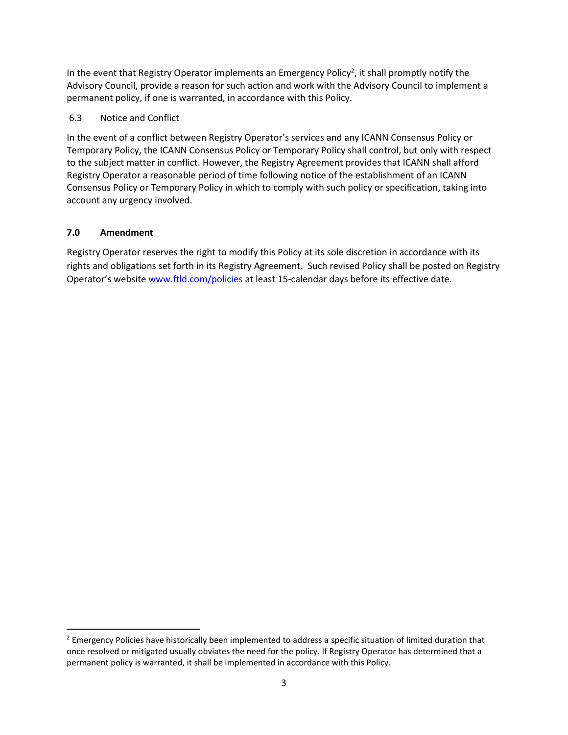In the event that Registry Operator implements an Emergency Policy[2], it shall promptly notify the Advisory Council, provide a reason for such action and work with the Advisory Council to implement a permanent policy, if one is warranted, in accordance with this Policy.

6.3 Notice and Conflict

In the event of a conflict between Registry Operator's services and any ICANN Consensus Policy or Temporary Policy, the ICANN Consensus Policy or Temporary Policy shall control, but only with respect to the subject matter in conflict. However, the Registry Agreement provides that ICANN shall afford Registry Operator a reasonable period of time following notice of the establishment of an ICANN Consensus Policy or Temporary Policy in which to comply with such policy or specification, taking into account any urgency involved.

## 7.0 Amendment

Registry Operator reserves the right to modify this Policy at its sole discretion in accordance with its rights and obligations set forth in its Registry Agreement. Such revised Policy shall be posted on Registry Operator's website [www.ftld.com/policies](http://www.ftld.com/policies) at least 15-calendar days before its effective date.

---

[2] Emergency Policies have historically been implemented to address a specific situation of limited duration that once resolved or mitigated usually obviates the need for the policy. If Registry Operator has determined that a permanent policy is warranted, it shall be implemented in accordance with this Policy.